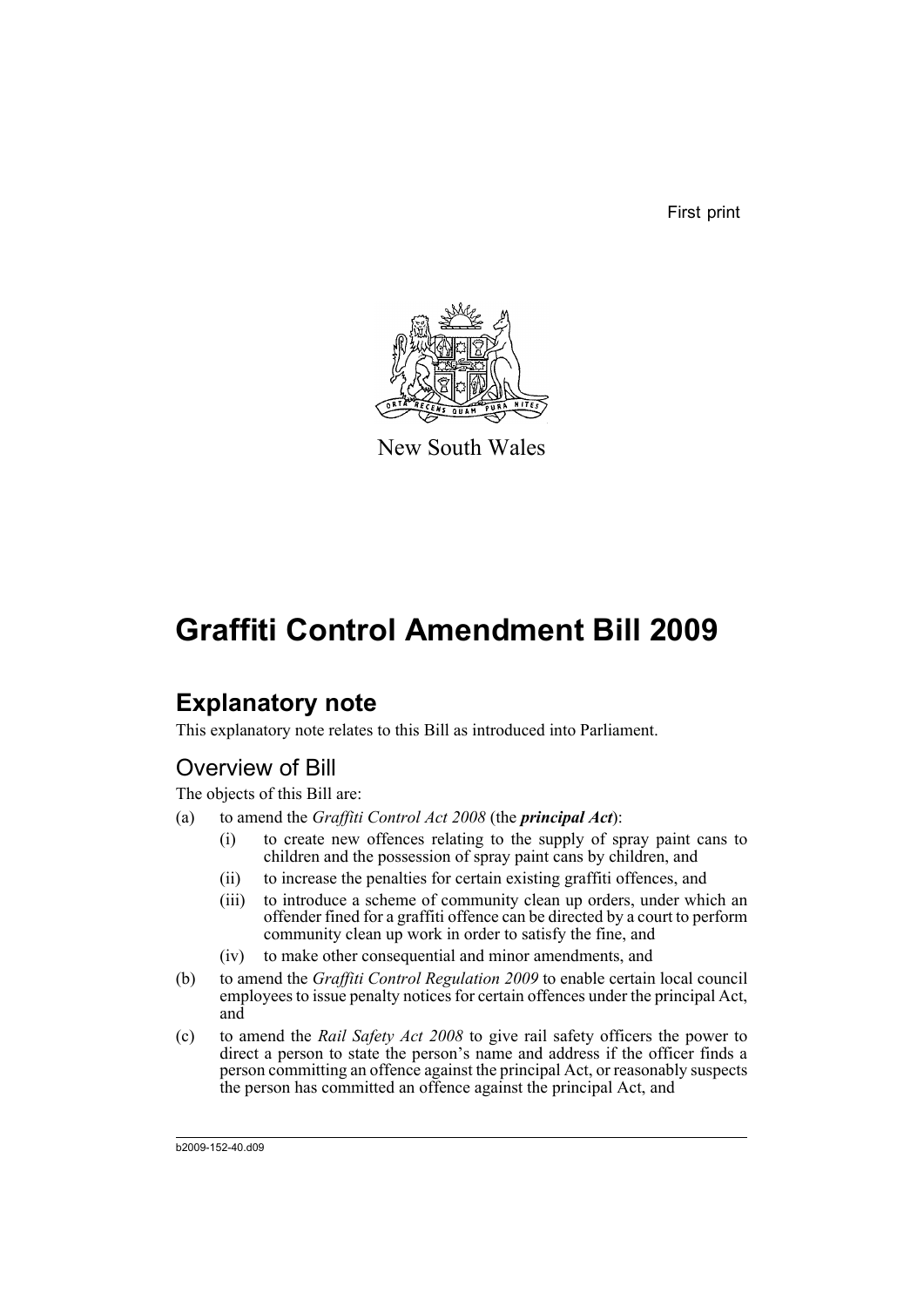First print

New South Wales

# Graffiti Control Amendment Bill 2009

## Explanatory note

This explanatory note relates to this Bill as introduced into Parliament.

### Overview of Bill

The objects of this Bill are:

(a) to amend the *Graffiti Control Act 2008* (the ***principal Act***):

  (i) to create new offences relating to the supply of spray paint cans to children and the possession of spray paint cans by children, and

  (ii) to increase the penalties for certain existing graffiti offences, and

  (iii) to introduce a scheme of community clean up orders, under which an offender fined for a graffiti offence can be directed by a court to perform community clean up work in order to satisfy the fine, and

  (iv) to make other consequential and minor amendments, and

(b) to amend the *Graffiti Control Regulation 2009* to enable certain local council employees to issue penalty notices for certain offences under the principal Act, and

(c) to amend the *Rail Safety Act 2008* to give rail safety officers the power to direct a person to state the person's name and address if the officer finds a person committing an offence against the principal Act, or reasonably suspects the person has committed an offence against the principal Act, and

b2009-152-40.d09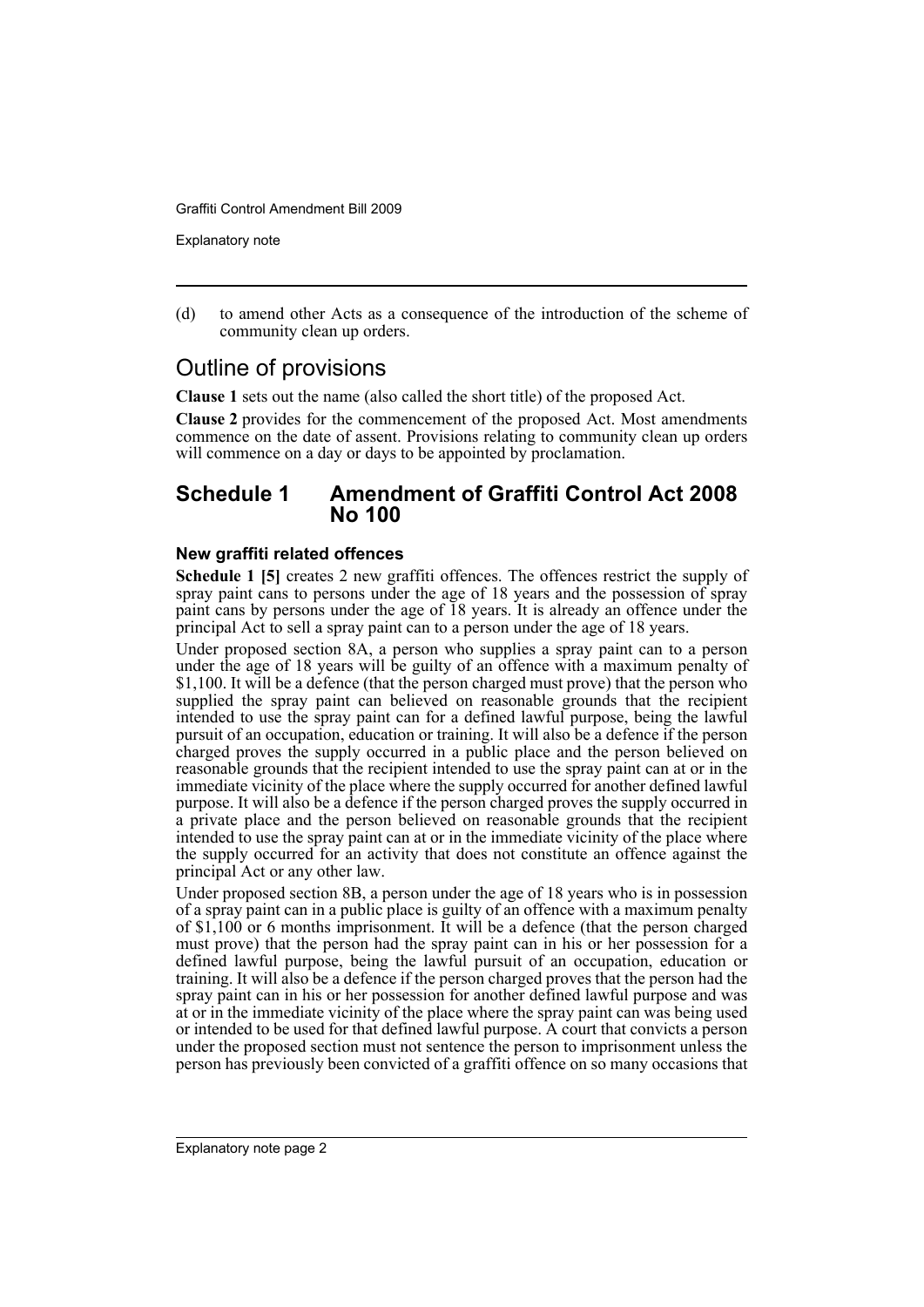(d) to amend other Acts as a consequence of the introduction of the scheme of community clean up orders.

## Outline of provisions

**Clause 1** sets out the name (also called the short title) of the proposed Act.

**Clause 2** provides for the commencement of the proposed Act. Most amendments commence on the date of assent. Provisions relating to community clean up orders will commence on a day or days to be appointed by proclamation.

## Schedule 1 Amendment of Graffiti Control Act 2008 No 100

### New graffiti related offences

**Schedule 1 [5]** creates 2 new graffiti offences. The offences restrict the supply of spray paint cans to persons under the age of 18 years and the possession of spray paint cans by persons under the age of 18 years. It is already an offence under the principal Act to sell a spray paint can to a person under the age of 18 years.

Under proposed section 8A, a person who supplies a spray paint can to a person under the age of 18 years will be guilty of an offence with a maximum penalty of $1,100. It will be a defence (that the person charged must prove) that the person who supplied the spray paint can believed on reasonable grounds that the recipient intended to use the spray paint can for a defined lawful purpose, being the lawful pursuit of an occupation, education or training. It will also be a defence if the person charged proves the supply occurred in a public place and the person believed on reasonable grounds that the recipient intended to use the spray paint can at or in the immediate vicinity of the place where the supply occurred for another defined lawful purpose. It will also be a defence if the person charged proves the supply occurred in a private place and the person believed on reasonable grounds that the recipient intended to use the spray paint can at or in the immediate vicinity of the place where the supply occurred for an activity that does not constitute an offence against the principal Act or any other law.

Under proposed section 8B, a person under the age of 18 years who is in possession of a spray paint can in a public place is guilty of an offence with a maximum penalty of $1,100 or 6 months imprisonment. It will be a defence (that the person charged must prove) that the person had the spray paint can in his or her possession for a defined lawful purpose, being the lawful pursuit of an occupation, education or training. It will also be a defence if the person charged proves that the person had the spray paint can in his or her possession for another defined lawful purpose and was at or in the immediate vicinity of the place where the spray paint can was being used or intended to be used for that defined lawful purpose. A court that convicts a person under the proposed section must not sentence the person to imprisonment unless the person has previously been convicted of a graffiti offence on so many occasions that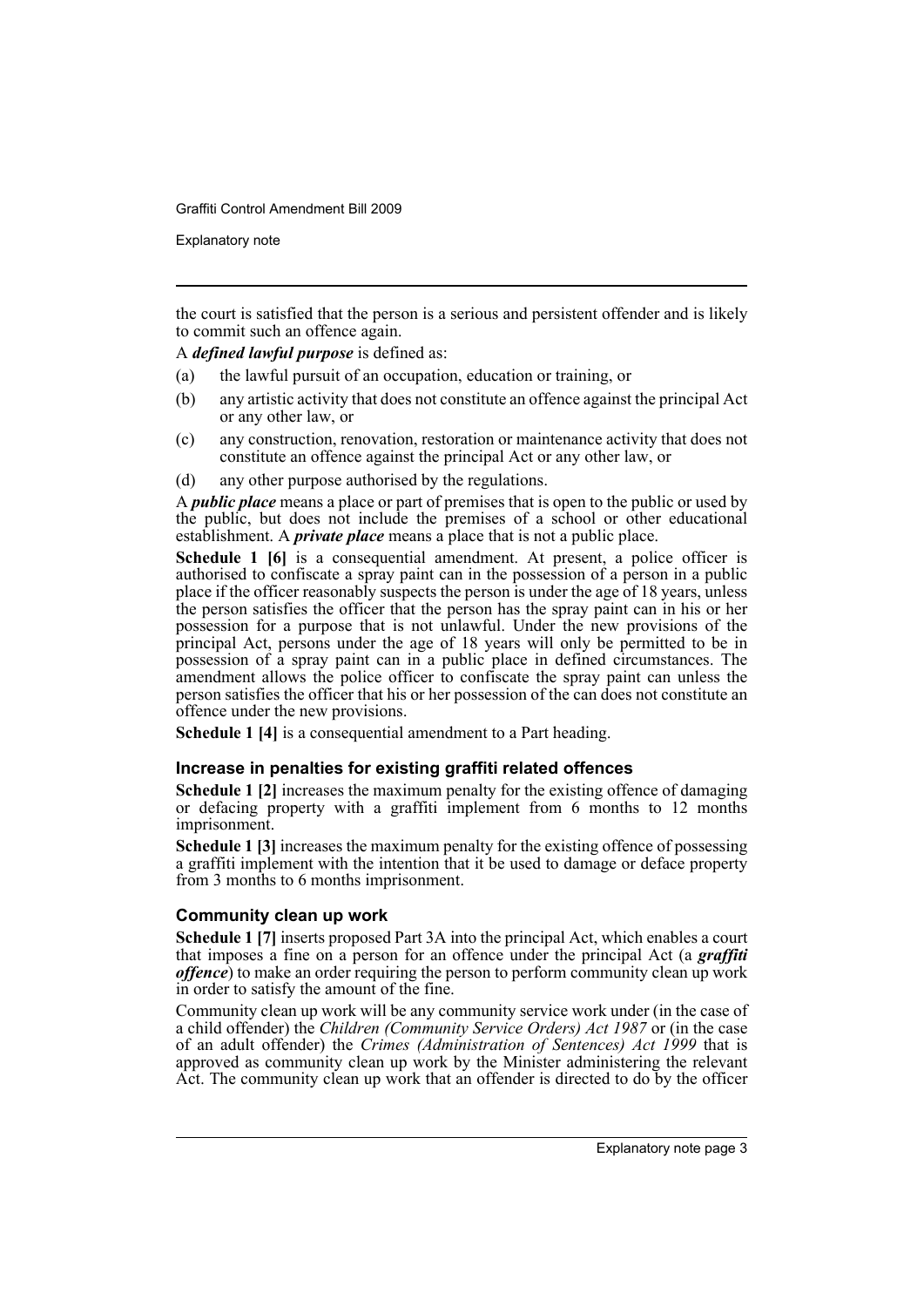the court is satisfied that the person is a serious and persistent offender and is likely to commit such an offence again.

A ***defined lawful purpose*** is defined as:

(a) the lawful pursuit of an occupation, education or training, or

(b) any artistic activity that does not constitute an offence against the principal Act or any other law, or

(c) any construction, renovation, restoration or maintenance activity that does not constitute an offence against the principal Act or any other law, or

(d) any other purpose authorised by the regulations.

A ***public place*** means a place or part of premises that is open to the public or used by the public, but does not include the premises of a school or other educational establishment. A ***private place*** means a place that is not a public place.

**Schedule 1 [6]** is a consequential amendment. At present, a police officer is authorised to confiscate a spray paint can in the possession of a person in a public place if the officer reasonably suspects the person is under the age of 18 years, unless the person satisfies the officer that the person has the spray paint can in his or her possession for a purpose that is not unlawful. Under the new provisions of the principal Act, persons under the age of 18 years will only be permitted to be in possession of a spray paint can in a public place in defined circumstances. The amendment allows the police officer to confiscate the spray paint can unless the person satisfies the officer that his or her possession of the can does not constitute an offence under the new provisions.

**Schedule 1 [4]** is a consequential amendment to a Part heading.

### Increase in penalties for existing graffiti related offences

**Schedule 1 [2]** increases the maximum penalty for the existing offence of damaging or defacing property with a graffiti implement from 6 months to 12 months imprisonment.

**Schedule 1 [3]** increases the maximum penalty for the existing offence of possessing a graffiti implement with the intention that it be used to damage or deface property from 3 months to 6 months imprisonment.

### Community clean up work

**Schedule 1 [7]** inserts proposed Part 3A into the principal Act, which enables a court that imposes a fine on a person for an offence under the principal Act (a ***graffiti offence***) to make an order requiring the person to perform community clean up work in order to satisfy the amount of the fine.

Community clean up work will be any community service work under (in the case of a child offender) the *Children (Community Service Orders) Act 1987* or (in the case of an adult offender) the *Crimes (Administration of Sentences) Act 1999* that is approved as community clean up work by the Minister administering the relevant Act. The community clean up work that an offender is directed to do by the officer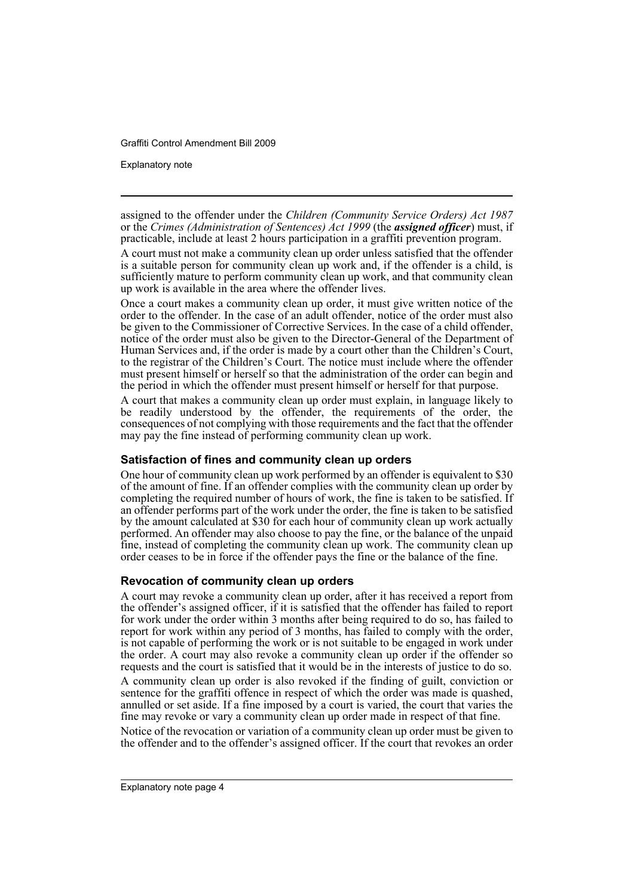assigned to the offender under the *Children (Community Service Orders) Act 1987* or the *Crimes (Administration of Sentences) Act 1999* (the ***assigned officer***) must, if practicable, include at least 2 hours participation in a graffiti prevention program.

A court must not make a community clean up order unless satisfied that the offender is a suitable person for community clean up work and, if the offender is a child, is sufficiently mature to perform community clean up work, and that community clean up work is available in the area where the offender lives.

Once a court makes a community clean up order, it must give written notice of the order to the offender. In the case of an adult offender, notice of the order must also be given to the Commissioner of Corrective Services. In the case of a child offender, notice of the order must also be given to the Director-General of the Department of Human Services and, if the order is made by a court other than the Children's Court, to the registrar of the Children's Court. The notice must include where the offender must present himself or herself so that the administration of the order can begin and the period in which the offender must present himself or herself for that purpose.

A court that makes a community clean up order must explain, in language likely to be readily understood by the offender, the requirements of the order, the consequences of not complying with those requirements and the fact that the offender may pay the fine instead of performing community clean up work.

### Satisfaction of fines and community clean up orders

One hour of community clean up work performed by an offender is equivalent to $30 of the amount of fine. If an offender complies with the community clean up order by completing the required number of hours of work, the fine is taken to be satisfied. If an offender performs part of the work under the order, the fine is taken to be satisfied by the amount calculated at $30 for each hour of community clean up work actually performed. An offender may also choose to pay the fine, or the balance of the unpaid fine, instead of completing the community clean up work. The community clean up order ceases to be in force if the offender pays the fine or the balance of the fine.

### Revocation of community clean up orders

A court may revoke a community clean up order, after it has received a report from the offender's assigned officer, if it is satisfied that the offender has failed to report for work under the order within 3 months after being required to do so, has failed to report for work within any period of 3 months, has failed to comply with the order, is not capable of performing the work or is not suitable to be engaged in work under the order. A court may also revoke a community clean up order if the offender so requests and the court is satisfied that it would be in the interests of justice to do so.

A community clean up order is also revoked if the finding of guilt, conviction or sentence for the graffiti offence in respect of which the order was made is quashed, annulled or set aside. If a fine imposed by a court is varied, the court that varies the fine may revoke or vary a community clean up order made in respect of that fine.

Notice of the revocation or variation of a community clean up order must be given to the offender and to the offender's assigned officer. If the court that revokes an order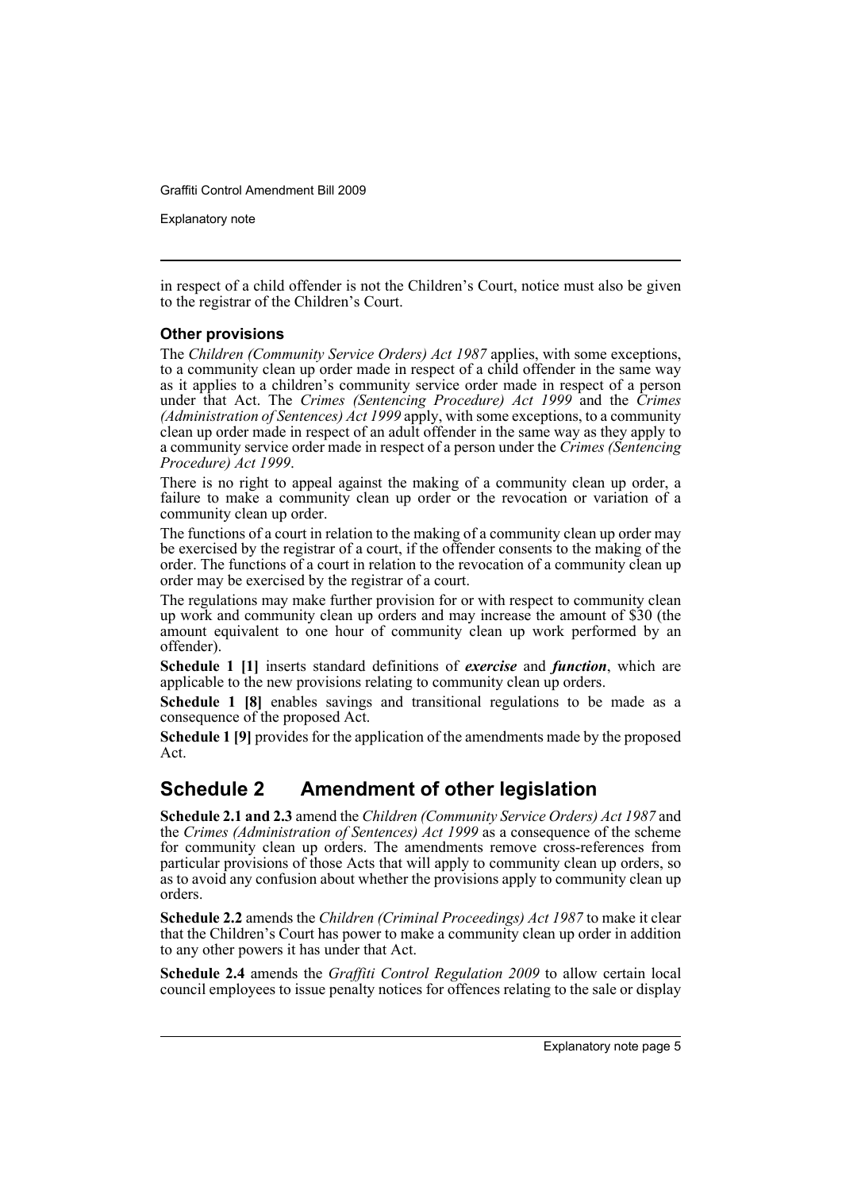in respect of a child offender is not the Children's Court, notice must also be given to the registrar of the Children's Court.

### Other provisions

The *Children (Community Service Orders) Act 1987* applies, with some exceptions, to a community clean up order made in respect of a child offender in the same way as it applies to a children's community service order made in respect of a person under that Act. The *Crimes (Sentencing Procedure) Act 1999* and the *Crimes (Administration of Sentences) Act 1999* apply, with some exceptions, to a community clean up order made in respect of an adult offender in the same way as they apply to a community service order made in respect of a person under the *Crimes (Sentencing Procedure) Act 1999*.

There is no right to appeal against the making of a community clean up order, a failure to make a community clean up order or the revocation or variation of a community clean up order.

The functions of a court in relation to the making of a community clean up order may be exercised by the registrar of a court, if the offender consents to the making of the order. The functions of a court in relation to the revocation of a community clean up order may be exercised by the registrar of a court.

The regulations may make further provision for or with respect to community clean up work and community clean up orders and may increase the amount of $30 (the amount equivalent to one hour of community clean up work performed by an offender).

**Schedule 1 [1]** inserts standard definitions of ***exercise*** and ***function***, which are applicable to the new provisions relating to community clean up orders.

**Schedule 1 [8]** enables savings and transitional regulations to be made as a consequence of the proposed Act.

**Schedule 1 [9]** provides for the application of the amendments made by the proposed Act.

## Schedule 2 Amendment of other legislation

**Schedule 2.1 and 2.3** amend the *Children (Community Service Orders) Act 1987* and the *Crimes (Administration of Sentences) Act 1999* as a consequence of the scheme for community clean up orders. The amendments remove cross-references from particular provisions of those Acts that will apply to community clean up orders, so as to avoid any confusion about whether the provisions apply to community clean up orders.

**Schedule 2.2** amends the *Children (Criminal Proceedings) Act 1987* to make it clear that the Children's Court has power to make a community clean up order in addition to any other powers it has under that Act.

**Schedule 2.4** amends the *Graffiti Control Regulation 2009* to allow certain local council employees to issue penalty notices for offences relating to the sale or display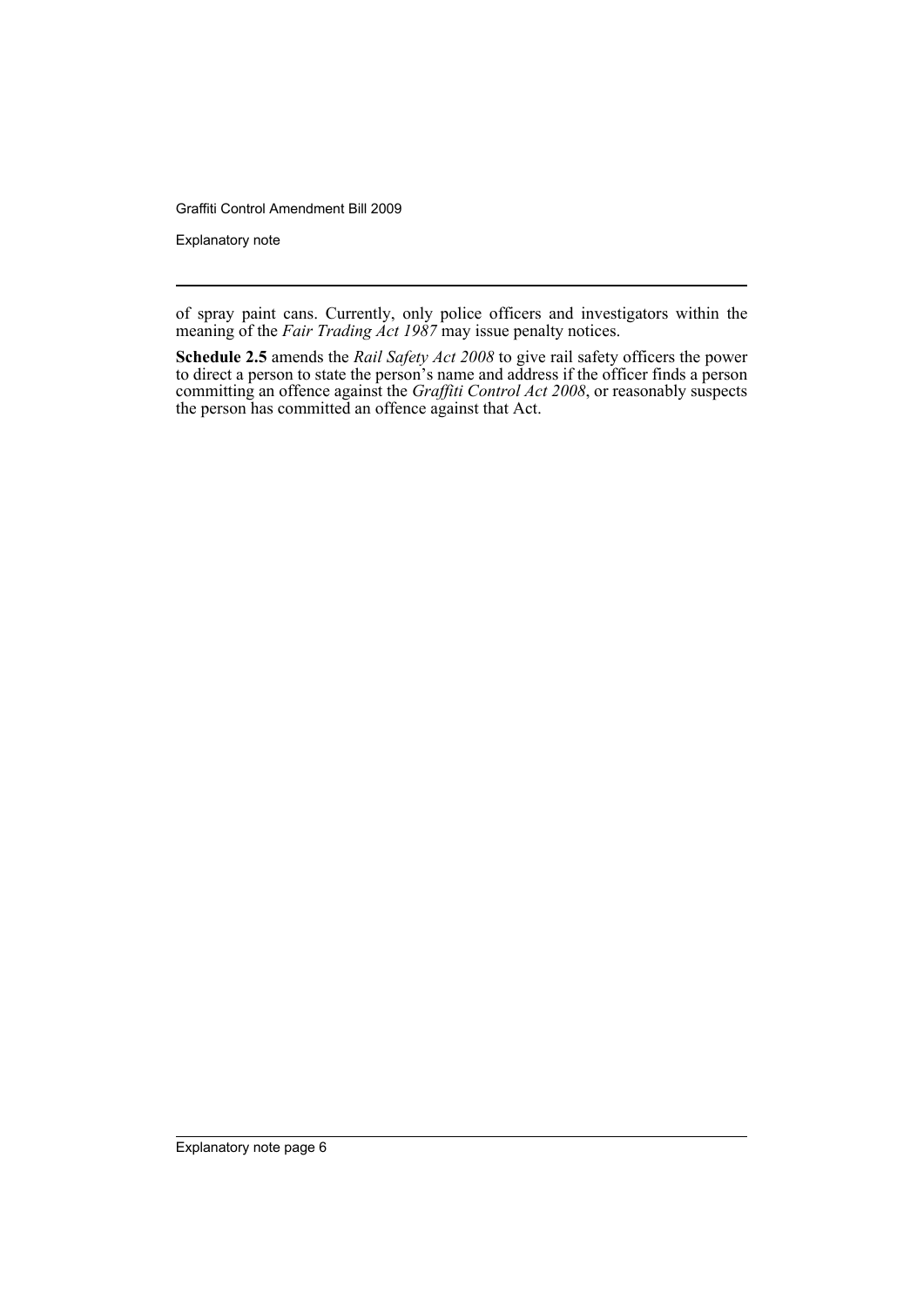of spray paint cans. Currently, only police officers and investigators within the meaning of the *Fair Trading Act 1987* may issue penalty notices.

**Schedule 2.5** amends the *Rail Safety Act 2008* to give rail safety officers the power to direct a person to state the person's name and address if the officer finds a person committing an offence against the *Graffiti Control Act 2008*, or reasonably suspects the person has committed an offence against that Act.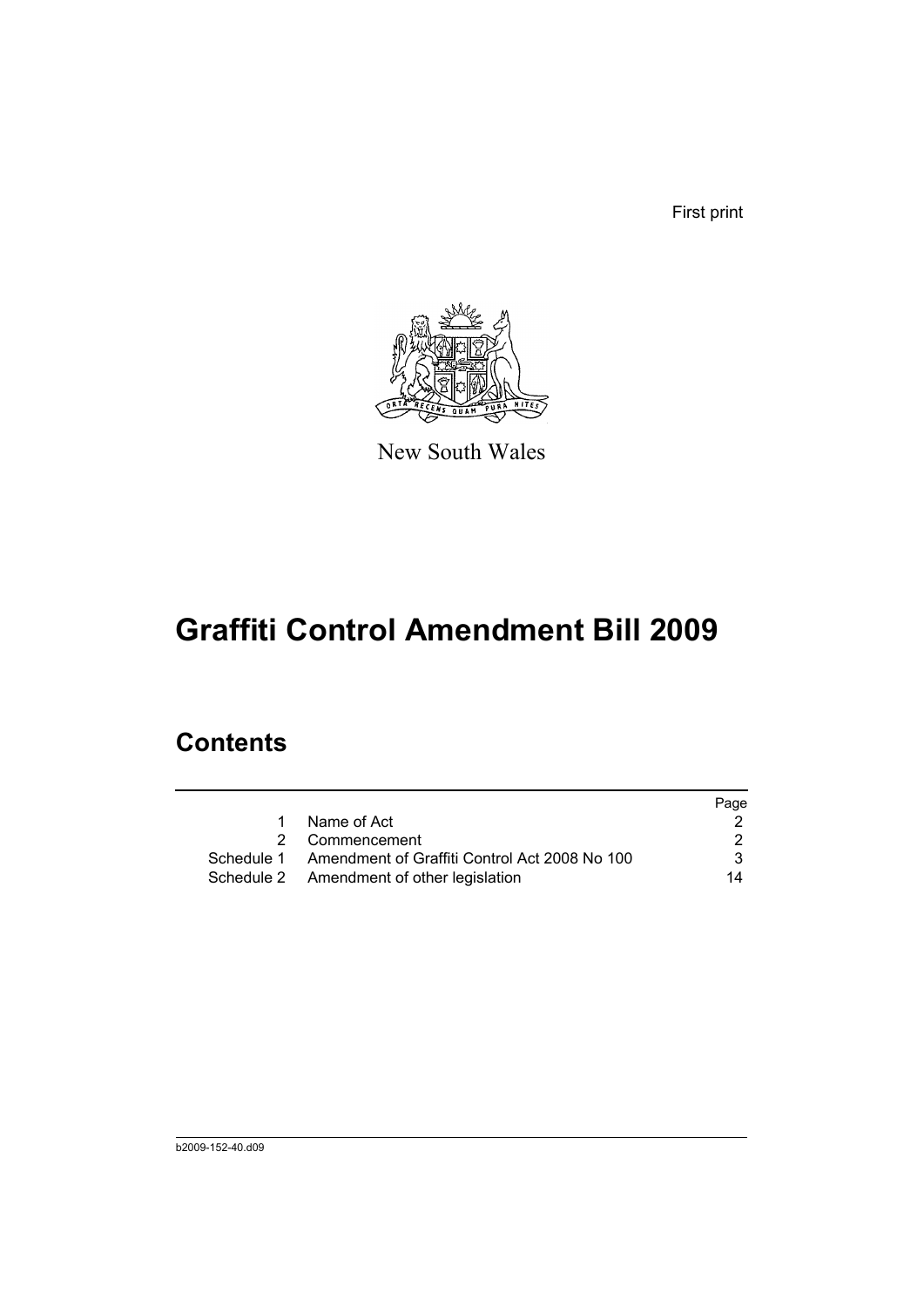First print

New South Wales

# Graffiti Control Amendment Bill 2009

## Contents

| | | Page |
|---|---|---|
| 1 | Name of Act | 2 |
| 2 | Commencement | 2 |
| Schedule 1 | Amendment of Graffiti Control Act 2008 No 100 | 3 |
| Schedule 2 | Amendment of other legislation | 14 |

b2009-152-40.d09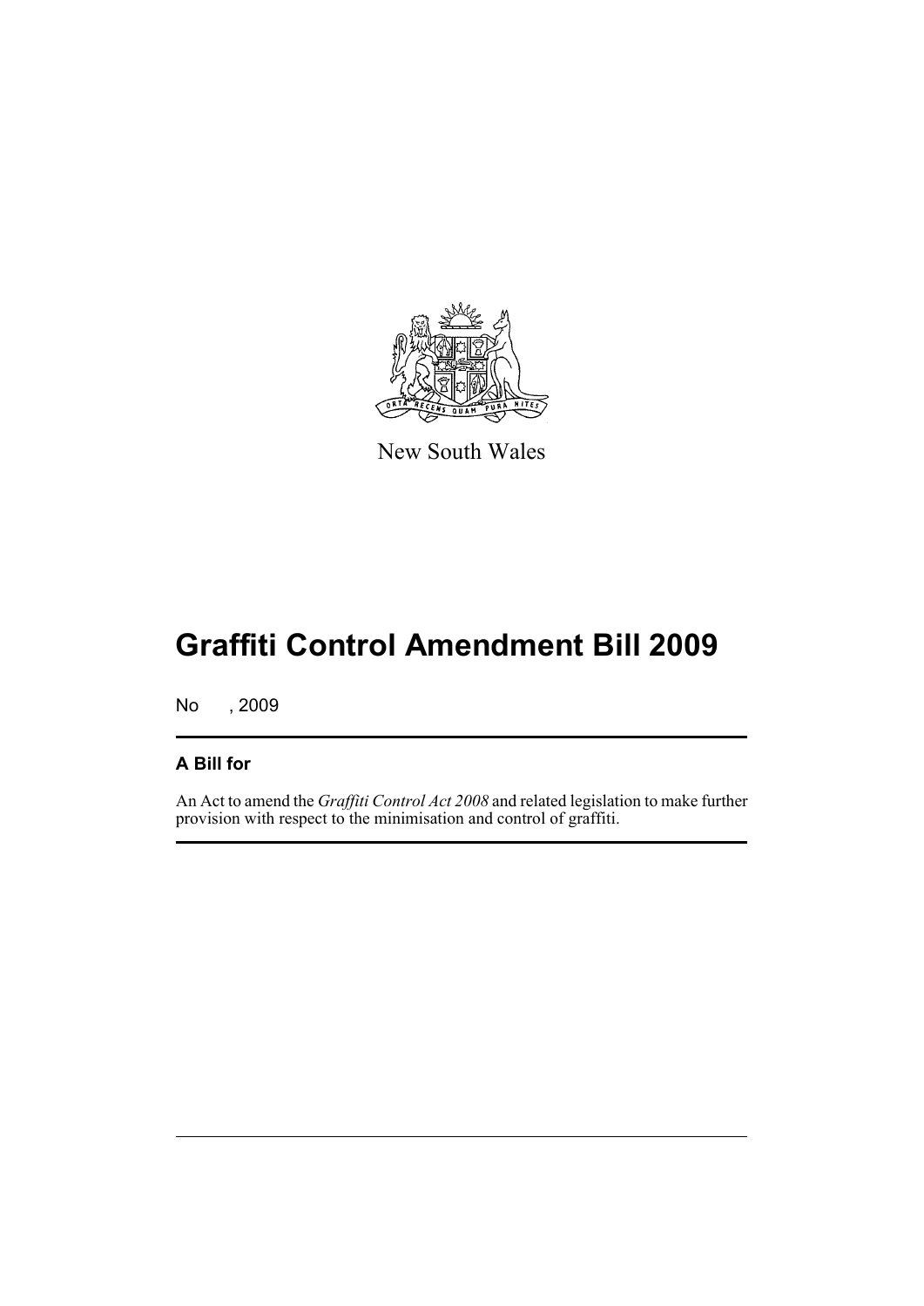New South Wales

# Graffiti Control Amendment Bill 2009

No , 2009

## A Bill for

An Act to amend the *Graffiti Control Act 2008* and related legislation to make further provision with respect to the minimisation and control of graffiti.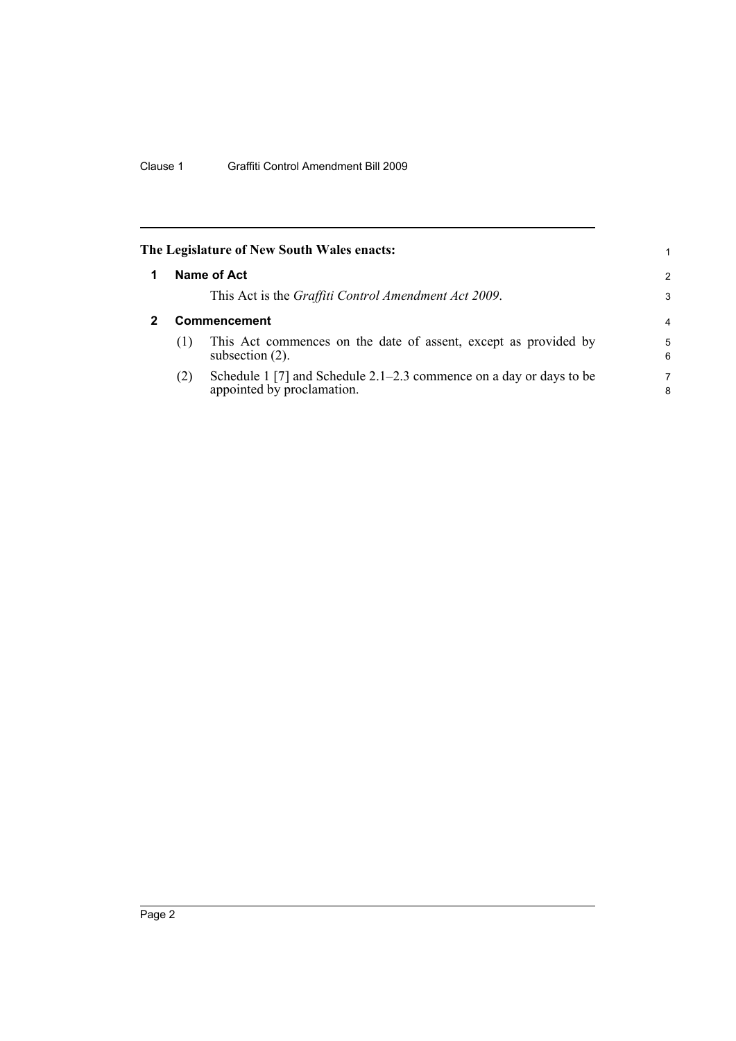The Legislature of New South Wales enacts:

## 1 Name of Act

This Act is the *Graffiti Control Amendment Act 2009*.

## 2 Commencement

(1) This Act commences on the date of assent, except as provided by subsection (2).

(2) Schedule 1 [7] and Schedule 2.1–2.3 commence on a day or days to be appointed by proclamation.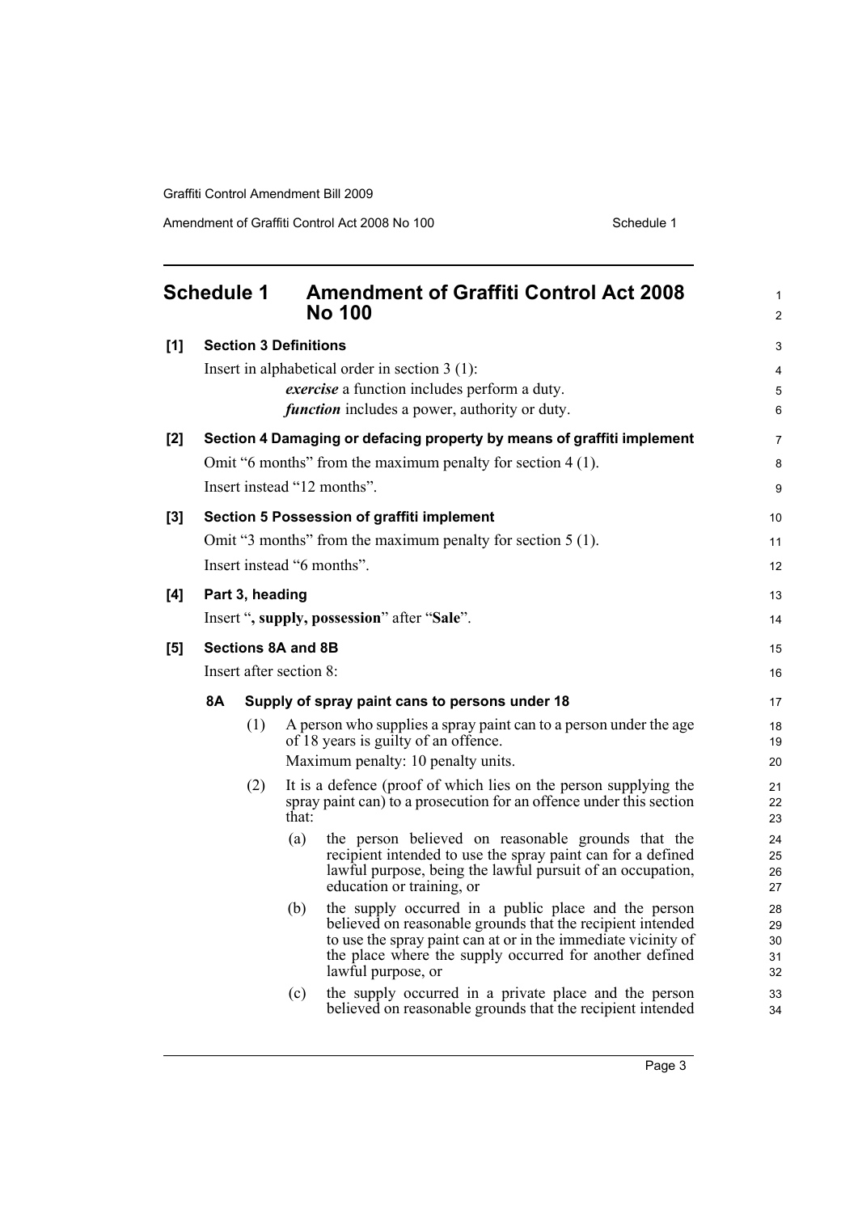## Schedule 1 Amendment of Graffiti Control Act 2008 No 100

**[1] Section 3 Definitions**

Insert in alphabetical order in section 3 (1):

***exercise*** a function includes perform a duty.

***function*** includes a power, authority or duty.

**[2] Section 4 Damaging or defacing property by means of graffiti implement**

Omit "6 months" from the maximum penalty for section 4 (1).

Insert instead "12 months".

**[3] Section 5 Possession of graffiti implement**

Omit "3 months" from the maximum penalty for section 5 (1).

Insert instead "6 months".

**[4] Part 3, heading**

Insert "**, supply, possession**" after "**Sale**".

**[5] Sections 8A and 8B**

Insert after section 8:

**8A Supply of spray paint cans to persons under 18**

(1) A person who supplies a spray paint can to a person under the age of 18 years is guilty of an offence.

Maximum penalty: 10 penalty units.

(2) It is a defence (proof of which lies on the person supplying the spray paint can) to a prosecution for an offence under this section that:

(a) the person believed on reasonable grounds that the recipient intended to use the spray paint can for a defined lawful purpose, being the lawful pursuit of an occupation, education or training, or

(b) the supply occurred in a public place and the person believed on reasonable grounds that the recipient intended to use the spray paint can at or in the immediate vicinity of the place where the supply occurred for another defined lawful purpose, or

(c) the supply occurred in a private place and the person believed on reasonable grounds that the recipient intended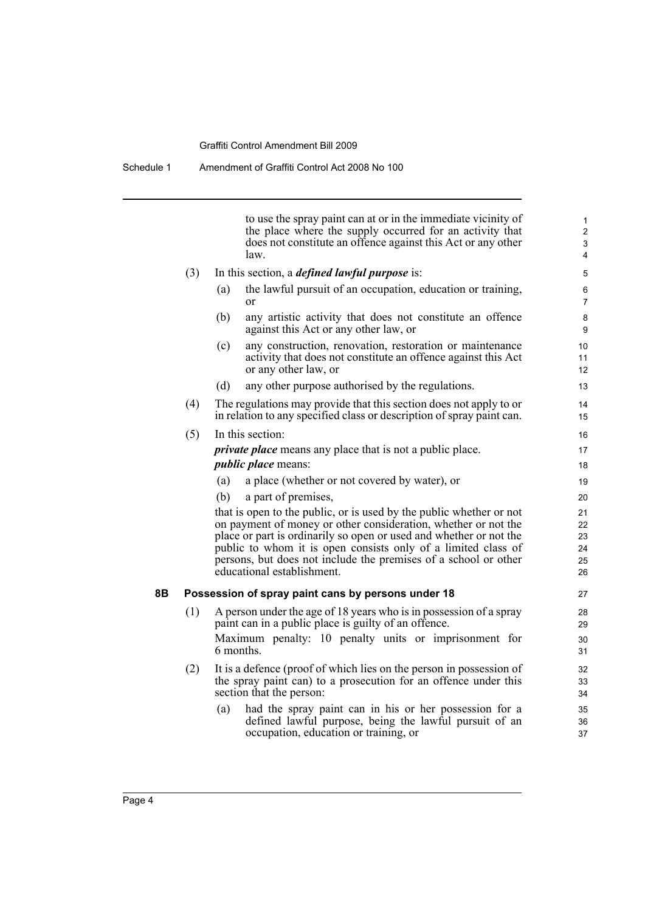to use the spray paint can at or in the immediate vicinity of the place where the supply occurred for an activity that does not constitute an offence against this Act or any other law.

(3) In this section, a ***defined lawful purpose*** is:

(a) the lawful pursuit of an occupation, education or training, or

(b) any artistic activity that does not constitute an offence against this Act or any other law, or

(c) any construction, renovation, restoration or maintenance activity that does not constitute an offence against this Act or any other law, or

(d) any other purpose authorised by the regulations.

(4) The regulations may provide that this section does not apply to or in relation to any specified class or description of spray paint can.

(5) In this section:

***private place*** means any place that is not a public place.

***public place*** means:

(a) a place (whether or not covered by water), or

(b) a part of premises,

that is open to the public, or is used by the public whether or not on payment of money or other consideration, whether or not the place or part is ordinarily so open or used and whether or not the public to whom it is open consists only of a limited class of persons, but does not include the premises of a school or other educational establishment.

### 8B Possession of spray paint cans by persons under 18

(1) A person under the age of 18 years who is in possession of a spray paint can in a public place is guilty of an offence.

Maximum penalty: 10 penalty units or imprisonment for 6 months.

(2) It is a defence (proof of which lies on the person in possession of the spray paint can) to a prosecution for an offence under this section that the person:

(a) had the spray paint can in his or her possession for a defined lawful purpose, being the lawful pursuit of an occupation, education or training, or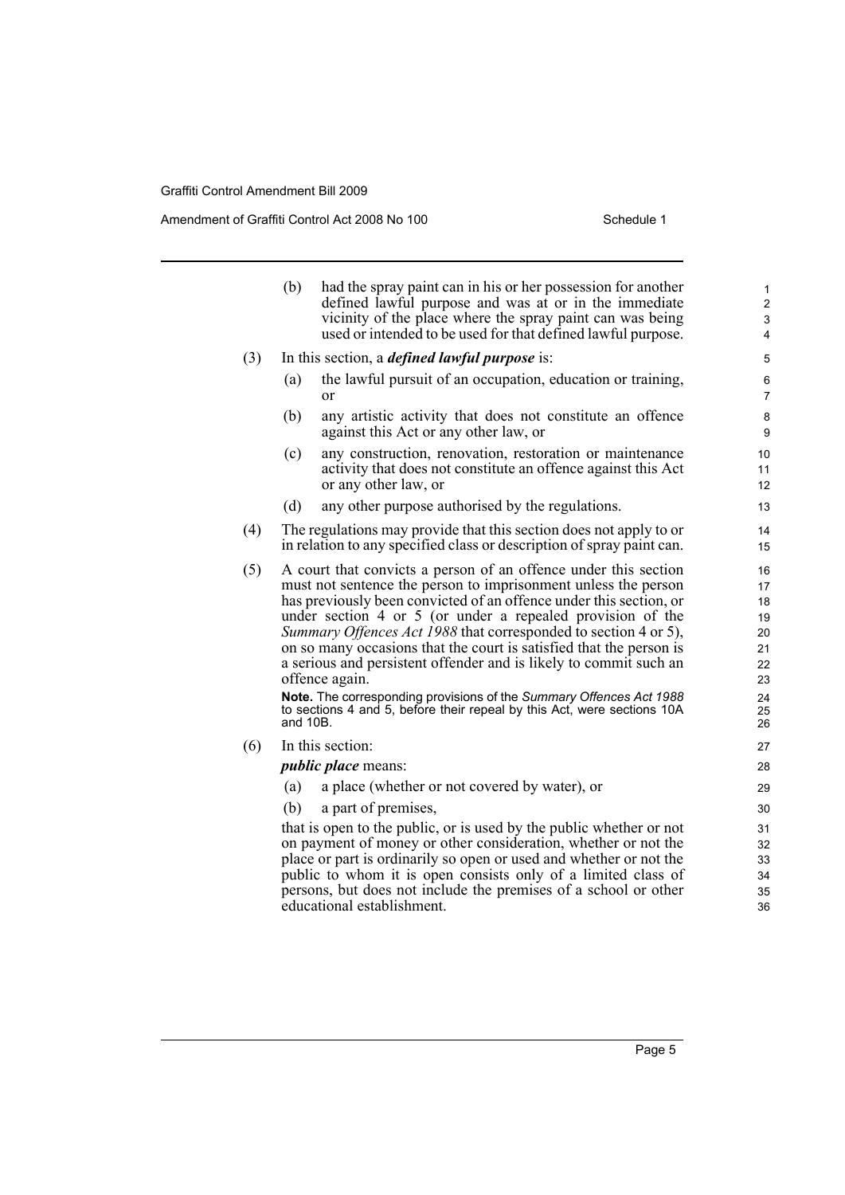(b) had the spray paint can in his or her possession for another defined lawful purpose and was at or in the immediate vicinity of the place where the spray paint can was being used or intended to be used for that defined lawful purpose.

(3) In this section, a ***defined lawful purpose*** is:

(a) the lawful pursuit of an occupation, education or training, or

(b) any artistic activity that does not constitute an offence against this Act or any other law, or

(c) any construction, renovation, restoration or maintenance activity that does not constitute an offence against this Act or any other law, or

(d) any other purpose authorised by the regulations.

(4) The regulations may provide that this section does not apply to or in relation to any specified class or description of spray paint can.

(5) A court that convicts a person of an offence under this section must not sentence the person to imprisonment unless the person has previously been convicted of an offence under this section, or under section 4 or 5 (or under a repealed provision of the *Summary Offences Act 1988* that corresponded to section 4 or 5), on so many occasions that the court is satisfied that the person is a serious and persistent offender and is likely to commit such an offence again.

**Note.** The corresponding provisions of the *Summary Offences Act 1988* to sections 4 and 5, before their repeal by this Act, were sections 10A and 10B.

(6) In this section:

***public place*** means:

(a) a place (whether or not covered by water), or

(b) a part of premises,

that is open to the public, or is used by the public whether or not on payment of money or other consideration, whether or not the place or part is ordinarily so open or used and whether or not the public to whom it is open consists only of a limited class of persons, but does not include the premises of a school or other educational establishment.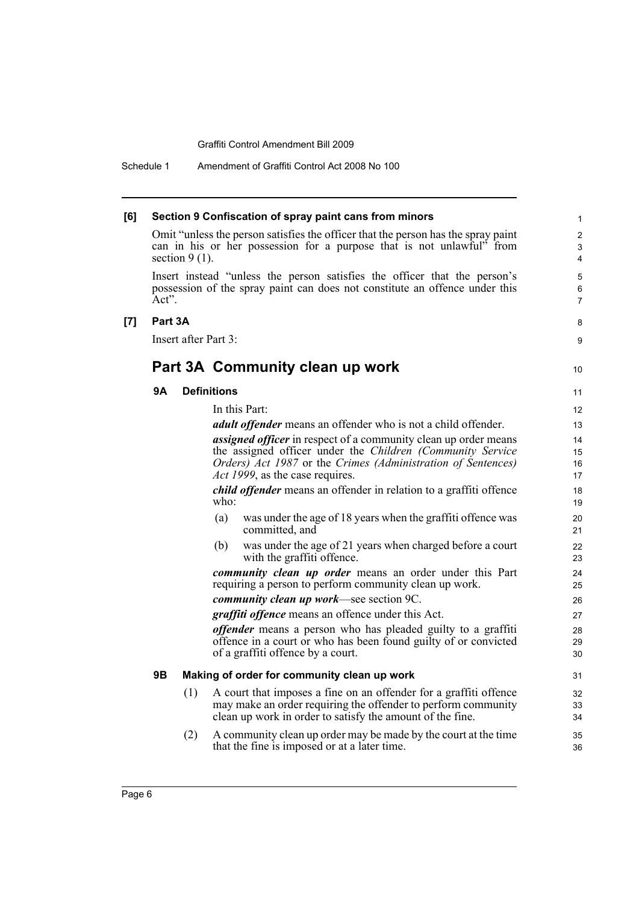**[6] Section 9 Confiscation of spray paint cans from minors**

Omit "unless the person satisfies the officer that the person has the spray paint can in his or her possession for a purpose that is not unlawful" from section 9 (1).

Insert instead "unless the person satisfies the officer that the person's possession of the spray paint can does not constitute an offence under this Act".

**[7] Part 3A**

Insert after Part 3:

## Part 3A Community clean up work

### 9A Definitions

In this Part:

***adult offender*** means an offender who is not a child offender.

***assigned officer*** in respect of a community clean up order means the assigned officer under the *Children (Community Service Orders) Act 1987* or the *Crimes (Administration of Sentences) Act 1999*, as the case requires.

***child offender*** means an offender in relation to a graffiti offence who:

(a) was under the age of 18 years when the graffiti offence was committed, and

(b) was under the age of 21 years when charged before a court with the graffiti offence.

***community clean up order*** means an order under this Part requiring a person to perform community clean up work.

***community clean up work***—see section 9C.

***graffiti offence*** means an offence under this Act.

***offender*** means a person who has pleaded guilty to a graffiti offence in a court or who has been found guilty of or convicted of a graffiti offence by a court.

### 9B Making of order for community clean up work

(1) A court that imposes a fine on an offender for a graffiti offence may make an order requiring the offender to perform community clean up work in order to satisfy the amount of the fine.

(2) A community clean up order may be made by the court at the time that the fine is imposed or at a later time.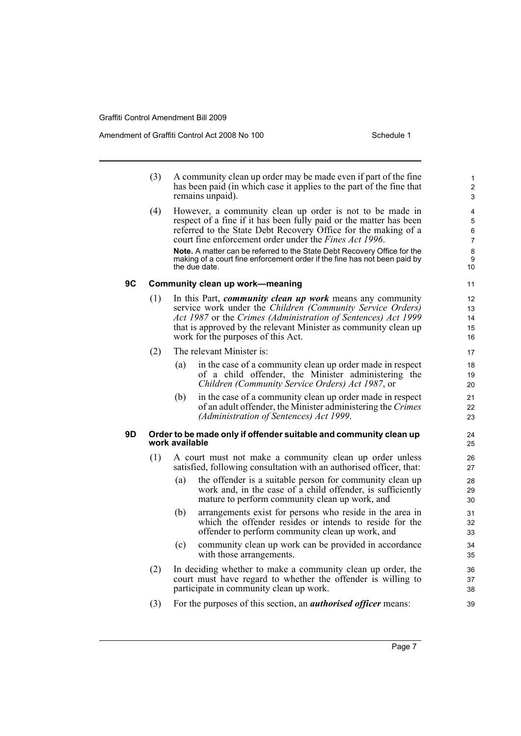(3) A community clean up order may be made even if part of the fine has been paid (in which case it applies to the part of the fine that remains unpaid).

(4) However, a community clean up order is not to be made in respect of a fine if it has been fully paid or the matter has been referred to the State Debt Recovery Office for the making of a court fine enforcement order under the *Fines Act 1996*.

**Note.** A matter can be referred to the State Debt Recovery Office for the making of a court fine enforcement order if the fine has not been paid by the due date.

### 9C Community clean up work—meaning

(1) In this Part, ***community clean up work*** means any community service work under the *Children (Community Service Orders) Act 1987* or the *Crimes (Administration of Sentences) Act 1999* that is approved by the relevant Minister as community clean up work for the purposes of this Act.

(2) The relevant Minister is:

- (a) in the case of a community clean up order made in respect of a child offender, the Minister administering the *Children (Community Service Orders) Act 1987*, or
- (b) in the case of a community clean up order made in respect of an adult offender, the Minister administering the *Crimes (Administration of Sentences) Act 1999*.

### 9D Order to be made only if offender suitable and community clean up work available

(1) A court must not make a community clean up order unless satisfied, following consultation with an authorised officer, that:

- (a) the offender is a suitable person for community clean up work and, in the case of a child offender, is sufficiently mature to perform community clean up work, and
- (b) arrangements exist for persons who reside in the area in which the offender resides or intends to reside for the offender to perform community clean up work, and
- (c) community clean up work can be provided in accordance with those arrangements.

(2) In deciding whether to make a community clean up order, the court must have regard to whether the offender is willing to participate in community clean up work.

(3) For the purposes of this section, an ***authorised officer*** means: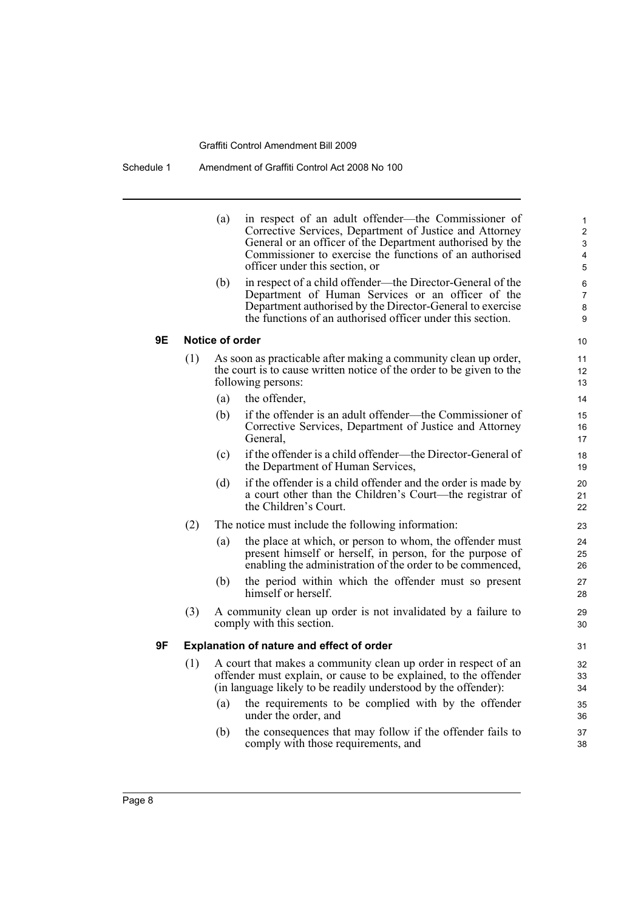(a) in respect of an adult offender—the Commissioner of Corrective Services, Department of Justice and Attorney General or an officer of the Department authorised by the Commissioner to exercise the functions of an authorised officer under this section, or

(b) in respect of a child offender—the Director-General of the Department of Human Services or an officer of the Department authorised by the Director-General to exercise the functions of an authorised officer under this section.

### 9E Notice of order

(1) As soon as practicable after making a community clean up order, the court is to cause written notice of the order to be given to the following persons:

(a) the offender,

(b) if the offender is an adult offender—the Commissioner of Corrective Services, Department of Justice and Attorney General,

(c) if the offender is a child offender—the Director-General of the Department of Human Services,

(d) if the offender is a child offender and the order is made by a court other than the Children's Court—the registrar of the Children's Court.

(2) The notice must include the following information:

(a) the place at which, or person to whom, the offender must present himself or herself, in person, for the purpose of enabling the administration of the order to be commenced,

(b) the period within which the offender must so present himself or herself.

(3) A community clean up order is not invalidated by a failure to comply with this section.

### 9F Explanation of nature and effect of order

(1) A court that makes community clean up order in respect of an offender must explain, or cause to be explained, to the offender (in language likely to be readily understood by the offender):

(a) the requirements to be complied with by the offender under the order, and

(b) the consequences that may follow if the offender fails to comply with those requirements, and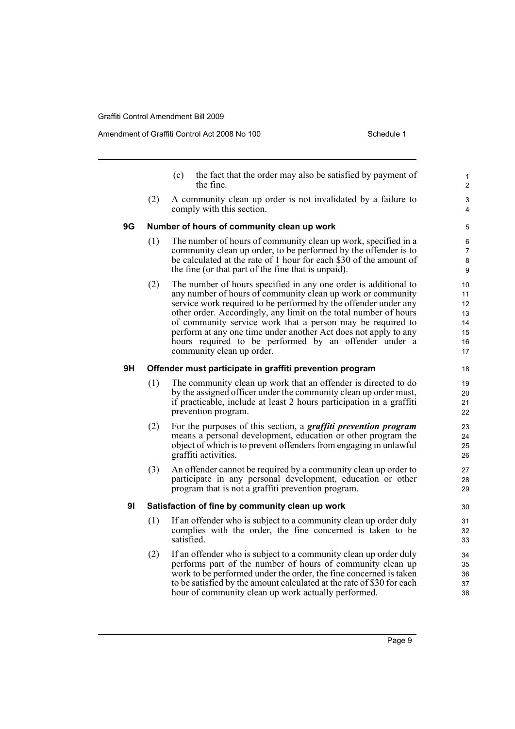(c) the fact that the order may also be satisfied by payment of the fine.

(2) A community clean up order is not invalidated by a failure to comply with this section.

### 9G Number of hours of community clean up work

(1) The number of hours of community clean up work, specified in a community clean up order, to be performed by the offender is to be calculated at the rate of 1 hour for each $30 of the amount of the fine (or that part of the fine that is unpaid).

(2) The number of hours specified in any one order is additional to any number of hours of community clean up work or community service work required to be performed by the offender under any other order. Accordingly, any limit on the total number of hours of community service work that a person may be required to perform at any one time under another Act does not apply to any hours required to be performed by an offender under a community clean up order.

### 9H Offender must participate in graffiti prevention program

(1) The community clean up work that an offender is directed to do by the assigned officer under the community clean up order must, if practicable, include at least 2 hours participation in a graffiti prevention program.

(2) For the purposes of this section, a ***graffiti prevention program*** means a personal development, education or other program the object of which is to prevent offenders from engaging in unlawful graffiti activities.

(3) An offender cannot be required by a community clean up order to participate in any personal development, education or other program that is not a graffiti prevention program.

### 9I Satisfaction of fine by community clean up work

(1) If an offender who is subject to a community clean up order duly complies with the order, the fine concerned is taken to be satisfied.

(2) If an offender who is subject to a community clean up order duly performs part of the number of hours of community clean up work to be performed under the order, the fine concerned is taken to be satisfied by the amount calculated at the rate of $30 for each hour of community clean up work actually performed.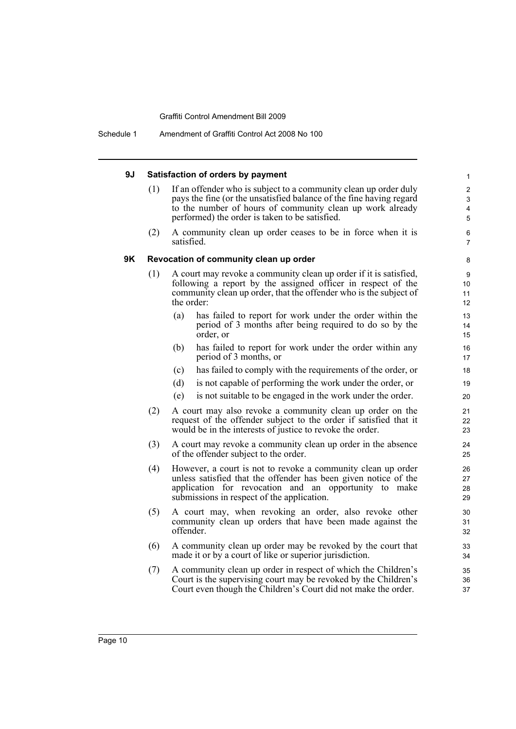#### 9J Satisfaction of orders by payment

(1) If an offender who is subject to a community clean up order duly pays the fine (or the unsatisfied balance of the fine having regard to the number of hours of community clean up work already performed) the order is taken to be satisfied.

(2) A community clean up order ceases to be in force when it is satisfied.

#### 9K Revocation of community clean up order

(1) A court may revoke a community clean up order if it is satisfied, following a report by the assigned officer in respect of the community clean up order, that the offender who is the subject of the order:

(a) has failed to report for work under the order within the period of 3 months after being required to do so by the order, or

(b) has failed to report for work under the order within any period of 3 months, or

(c) has failed to comply with the requirements of the order, or

(d) is not capable of performing the work under the order, or

(e) is not suitable to be engaged in the work under the order.

(2) A court may also revoke a community clean up order on the request of the offender subject to the order if satisfied that it would be in the interests of justice to revoke the order.

(3) A court may revoke a community clean up order in the absence of the offender subject to the order.

(4) However, a court is not to revoke a community clean up order unless satisfied that the offender has been given notice of the application for revocation and an opportunity to make submissions in respect of the application.

(5) A court may, when revoking an order, also revoke other community clean up orders that have been made against the offender.

(6) A community clean up order may be revoked by the court that made it or by a court of like or superior jurisdiction.

(7) A community clean up order in respect of which the Children's Court is the supervising court may be revoked by the Children's Court even though the Children's Court did not make the order.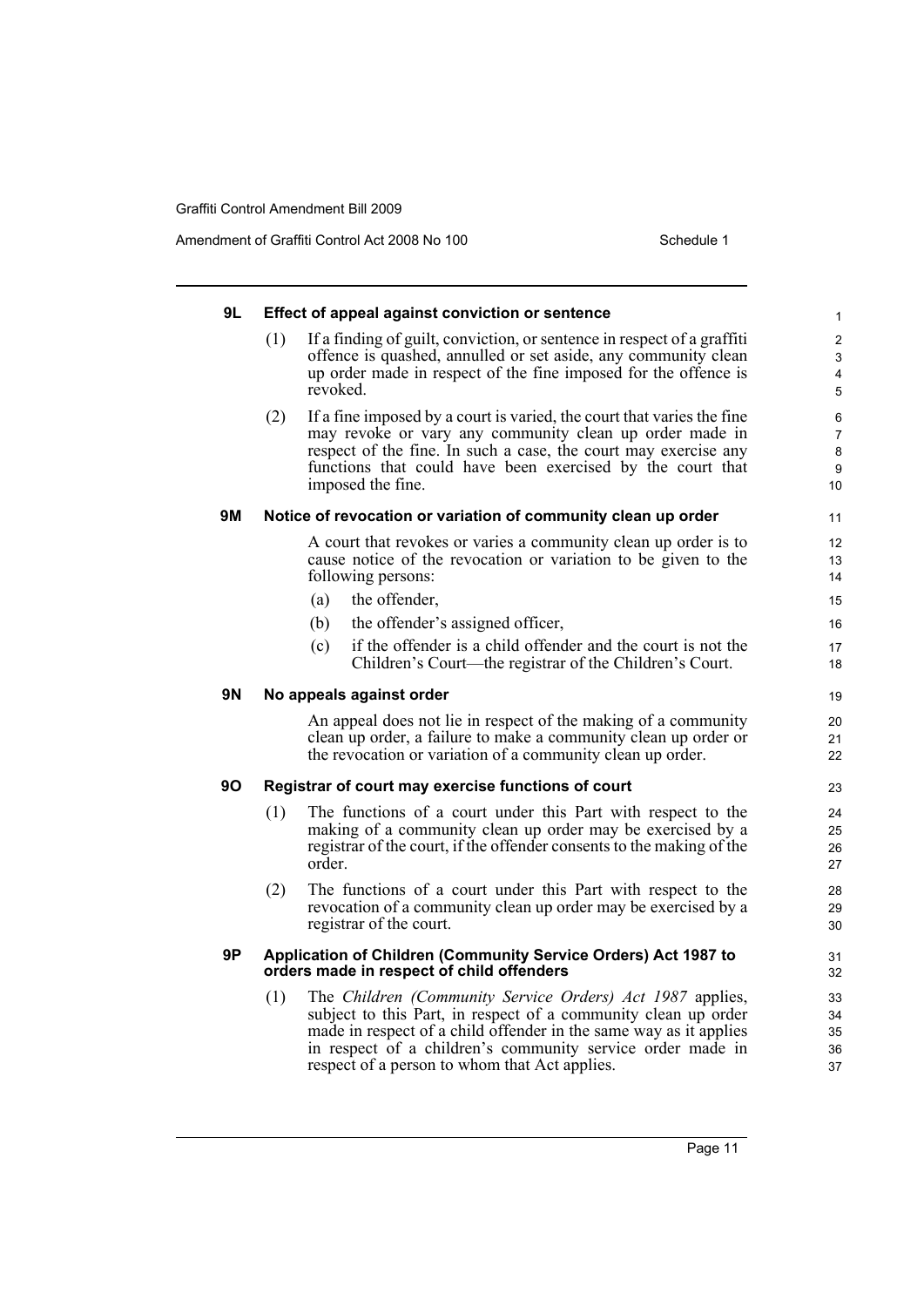#### 9L Effect of appeal against conviction or sentence

(1) If a finding of guilt, conviction, or sentence in respect of a graffiti offence is quashed, annulled or set aside, any community clean up order made in respect of the fine imposed for the offence is revoked.

(2) If a fine imposed by a court is varied, the court that varies the fine may revoke or vary any community clean up order made in respect of the fine. In such a case, the court may exercise any functions that could have been exercised by the court that imposed the fine.

#### 9M Notice of revocation or variation of community clean up order

A court that revokes or varies a community clean up order is to cause notice of the revocation or variation to be given to the following persons:

(a) the offender,

(b) the offender's assigned officer,

(c) if the offender is a child offender and the court is not the Children's Court—the registrar of the Children's Court.

#### 9N No appeals against order

An appeal does not lie in respect of the making of a community clean up order, a failure to make a community clean up order or the revocation or variation of a community clean up order.

#### 9O Registrar of court may exercise functions of court

(1) The functions of a court under this Part with respect to the making of a community clean up order may be exercised by a registrar of the court, if the offender consents to the making of the order.

(2) The functions of a court under this Part with respect to the revocation of a community clean up order may be exercised by a registrar of the court.

#### 9P Application of Children (Community Service Orders) Act 1987 to orders made in respect of child offenders

(1) The *Children (Community Service Orders) Act 1987* applies, subject to this Part, in respect of a community clean up order made in respect of a child offender in the same way as it applies in respect of a children's community service order made in respect of a person to whom that Act applies.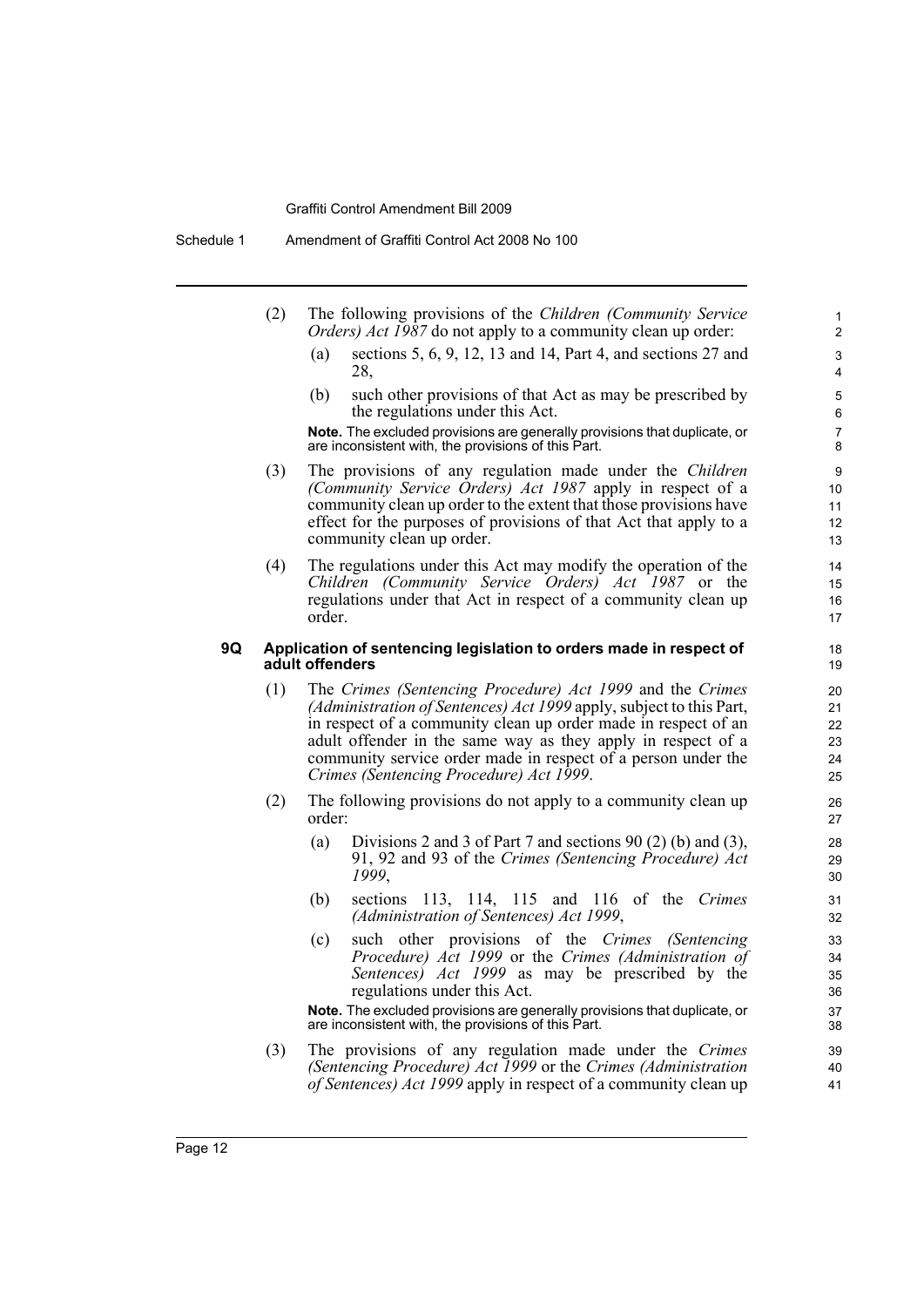(2) The following provisions of the *Children (Community Service Orders) Act 1987* do not apply to a community clean up order:

(a) sections 5, 6, 9, 12, 13 and 14, Part 4, and sections 27 and 28,

(b) such other provisions of that Act as may be prescribed by the regulations under this Act.

**Note.** The excluded provisions are generally provisions that duplicate, or are inconsistent with, the provisions of this Part.

(3) The provisions of any regulation made under the *Children (Community Service Orders) Act 1987* apply in respect of a community clean up order to the extent that those provisions have effect for the purposes of provisions of that Act that apply to a community clean up order.

(4) The regulations under this Act may modify the operation of the *Children (Community Service Orders) Act 1987* or the regulations under that Act in respect of a community clean up order.

### 9Q Application of sentencing legislation to orders made in respect of adult offenders

(1) The *Crimes (Sentencing Procedure) Act 1999* and the *Crimes (Administration of Sentences) Act 1999* apply, subject to this Part, in respect of a community clean up order made in respect of an adult offender in the same way as they apply in respect of a community service order made in respect of a person under the *Crimes (Sentencing Procedure) Act 1999*.

(2) The following provisions do not apply to a community clean up order:

(a) Divisions 2 and 3 of Part 7 and sections 90 (2) (b) and (3), 91, 92 and 93 of the *Crimes (Sentencing Procedure) Act 1999*,

(b) sections 113, 114, 115 and 116 of the *Crimes (Administration of Sentences) Act 1999*,

(c) such other provisions of the *Crimes (Sentencing Procedure) Act 1999* or the *Crimes (Administration of Sentences) Act 1999* as may be prescribed by the regulations under this Act.

**Note.** The excluded provisions are generally provisions that duplicate, or are inconsistent with, the provisions of this Part.

(3) The provisions of any regulation made under the *Crimes (Sentencing Procedure) Act 1999* or the *Crimes (Administration of Sentences) Act 1999* apply in respect of a community clean up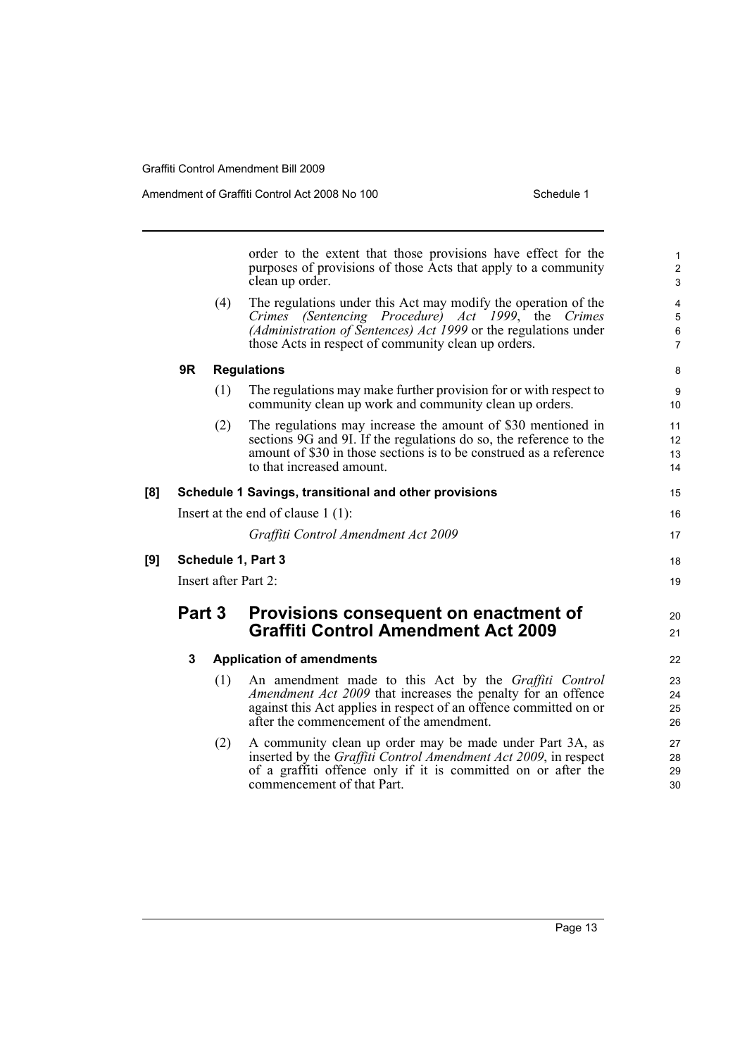order to the extent that those provisions have effect for the purposes of provisions of those Acts that apply to a community clean up order.

(4) The regulations under this Act may modify the operation of the *Crimes (Sentencing Procedure) Act 1999*, the *Crimes (Administration of Sentences) Act 1999* or the regulations under those Acts in respect of community clean up orders.

#### 9R Regulations

(1) The regulations may make further provision for or with respect to community clean up work and community clean up orders.

(2) The regulations may increase the amount of $30 mentioned in sections 9G and 9I. If the regulations do so, the reference to the amount of $30 in those sections is to be construed as a reference to that increased amount.

### [8] Schedule 1 Savings, transitional and other provisions

Insert at the end of clause 1 (1):

*Graffiti Control Amendment Act 2009*

### [9] Schedule 1, Part 3

Insert after Part 2:

## Part 3 Provisions consequent on enactment of Graffiti Control Amendment Act 2009

#### 3 Application of amendments

(1) An amendment made to this Act by the *Graffiti Control Amendment Act 2009* that increases the penalty for an offence against this Act applies in respect of an offence committed on or after the commencement of the amendment.

(2) A community clean up order may be made under Part 3A, as inserted by the *Graffiti Control Amendment Act 2009*, in respect of a graffiti offence only if it is committed on or after the commencement of that Part.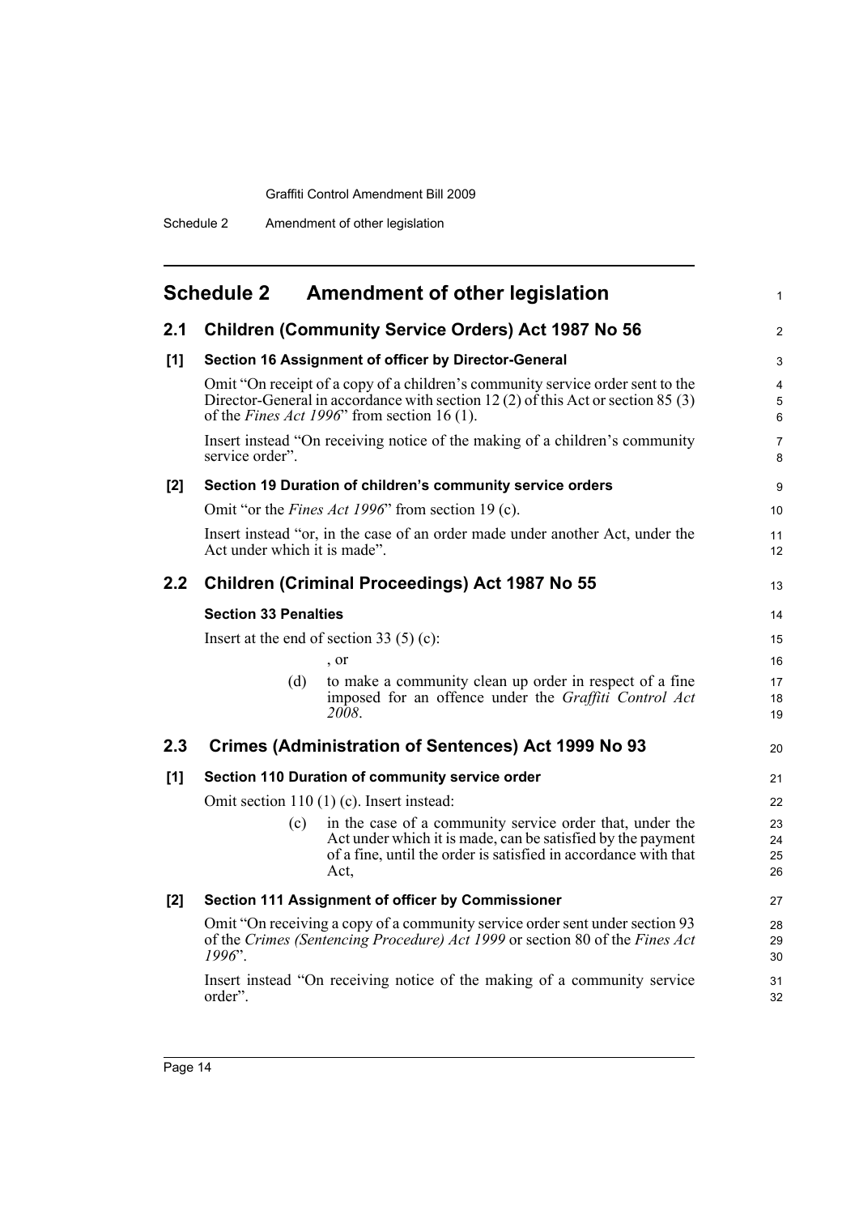## Schedule 2 Amendment of other legislation

### 2.1 Children (Community Service Orders) Act 1987 No 56

**[1] Section 16 Assignment of officer by Director-General**

Omit "On receipt of a copy of a children's community service order sent to the Director-General in accordance with section 12 (2) of this Act or section 85 (3) of the *Fines Act 1996*" from section 16 (1).

Insert instead "On receiving notice of the making of a children's community service order".

**[2] Section 19 Duration of children's community service orders**

Omit "or the *Fines Act 1996*" from section 19 (c).

Insert instead "or, in the case of an order made under another Act, under the Act under which it is made".

### 2.2 Children (Criminal Proceedings) Act 1987 No 55

**Section 33 Penalties**

Insert at the end of section 33 (5) (c):

, or

(d) to make a community clean up order in respect of a fine imposed for an offence under the *Graffiti Control Act 2008*.

### 2.3 Crimes (Administration of Sentences) Act 1999 No 93

**[1] Section 110 Duration of community service order**

Omit section 110 (1) (c). Insert instead:

(c) in the case of a community service order that, under the Act under which it is made, can be satisfied by the payment of a fine, until the order is satisfied in accordance with that Act,

**[2] Section 111 Assignment of officer by Commissioner**

Omit "On receiving a copy of a community service order sent under section 93 of the *Crimes (Sentencing Procedure) Act 1999* or section 80 of the *Fines Act 1996*".

Insert instead "On receiving notice of the making of a community service order".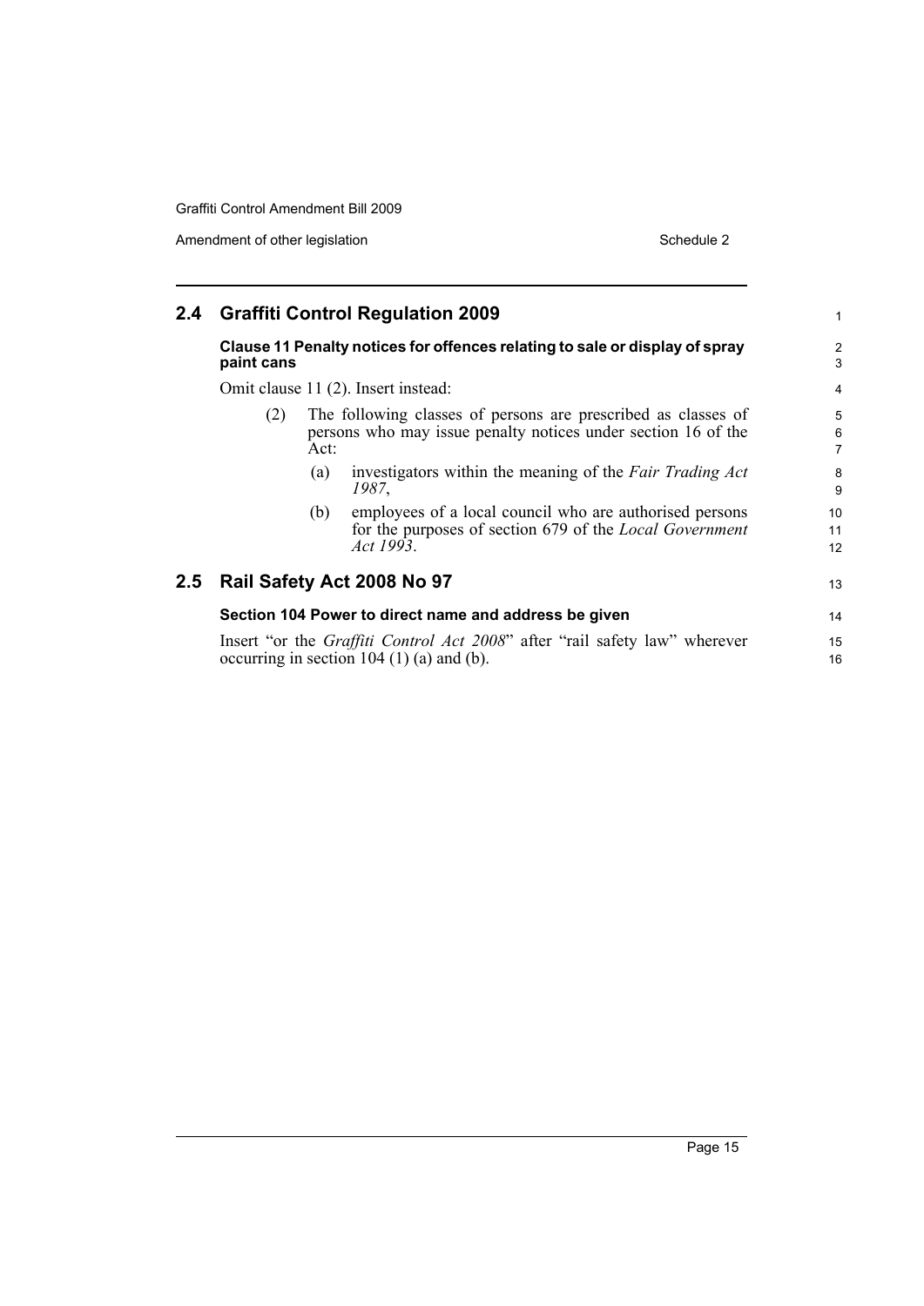## 2.4 Graffiti Control Regulation 2009

### Clause 11 Penalty notices for offences relating to sale or display of spray paint cans

Omit clause 11 (2). Insert instead:

(2) The following classes of persons are prescribed as classes of persons who may issue penalty notices under section 16 of the Act:

(a) investigators within the meaning of the *Fair Trading Act 1987*,

(b) employees of a local council who are authorised persons for the purposes of section 679 of the *Local Government Act 1993*.

## 2.5 Rail Safety Act 2008 No 97

### Section 104 Power to direct name and address be given

Insert "or the *Graffiti Control Act 2008*" after "rail safety law" wherever occurring in section 104 (1) (a) and (b).